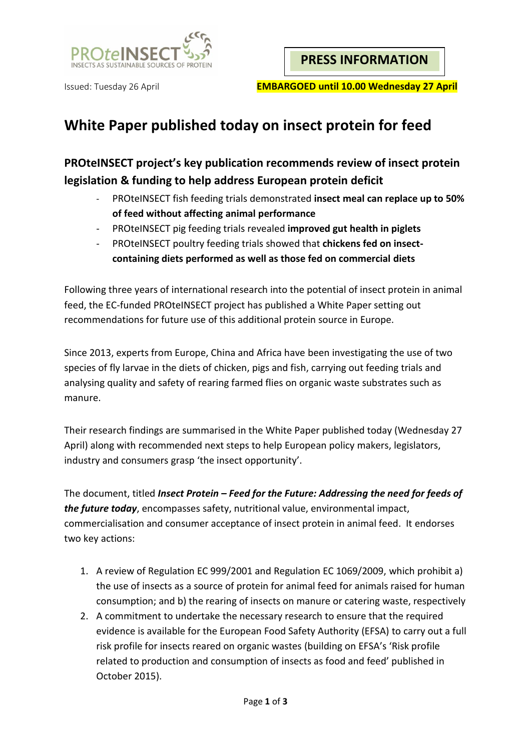PROteINSECT
INSECTS AS SUSTAINABLE SOURCES OF PROTEIN

**PRESS INFORMATION**

Issued: Tuesday 26 April

**EMBARGOED until 10.00 Wednesday 27 April**

# White Paper published today on insect protein for feed

## PROteINSECT project's key publication recommends review of insect protein legislation & funding to help address European protein deficit

- PROteINSECT fish feeding trials demonstrated **insect meal can replace up to 50% of feed without affecting animal performance**
- PROteINSECT pig feeding trials revealed **improved gut health in piglets**
- PROteINSECT poultry feeding trials showed that **chickens fed on insect-containing diets performed as well as those fed on commercial diets**

Following three years of international research into the potential of insect protein in animal feed, the EC-funded PROteINSECT project has published a White Paper setting out recommendations for future use of this additional protein source in Europe.

Since 2013, experts from Europe, China and Africa have been investigating the use of two species of fly larvae in the diets of chicken, pigs and fish, carrying out feeding trials and analysing quality and safety of rearing farmed flies on organic waste substrates such as manure.

Their research findings are summarised in the White Paper published today (Wednesday 27 April) along with recommended next steps to help European policy makers, legislators, industry and consumers grasp 'the insect opportunity'.

The document, titled ***Insect Protein – Feed for the Future: Addressing the need for feeds of the future today***, encompasses safety, nutritional value, environmental impact, commercialisation and consumer acceptance of insect protein in animal feed. It endorses two key actions:

1. A review of Regulation EC 999/2001 and Regulation EC 1069/2009, which prohibit a) the use of insects as a source of protein for animal feed for animals raised for human consumption; and b) the rearing of insects on manure or catering waste, respectively
2. A commitment to undertake the necessary research to ensure that the required evidence is available for the European Food Safety Authority (EFSA) to carry out a full risk profile for insects reared on organic wastes (building on EFSA's 'Risk profile related to production and consumption of insects as food and feed' published in October 2015).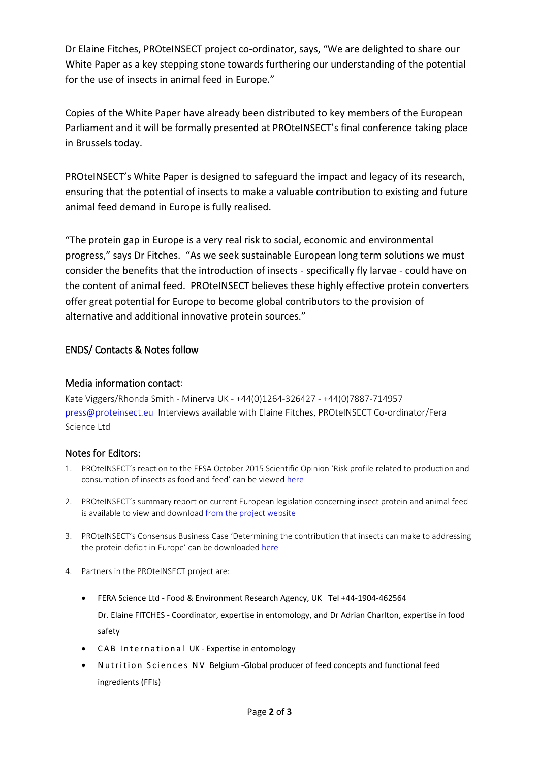Dr Elaine Fitches, PROteINSECT project co-ordinator, says, "We are delighted to share our White Paper as a key stepping stone towards furthering our understanding of the potential for the use of insects in animal feed in Europe."

Copies of the White Paper have already been distributed to key members of the European Parliament and it will be formally presented at PROteINSECT's final conference taking place in Brussels today.

PROteINSECT's White Paper is designed to safeguard the impact and legacy of its research, ensuring that the potential of insects to make a valuable contribution to existing and future animal feed demand in Europe is fully realised.

"The protein gap in Europe is a very real risk to social, economic and environmental progress," says Dr Fitches. "As we seek sustainable European long term solutions we must consider the benefits that the introduction of insects - specifically fly larvae - could have on the content of animal feed. PROteINSECT believes these highly effective protein converters offer great potential for Europe to become global contributors to the provision of alternative and additional innovative protein sources."

ENDS/ Contacts & Notes follow

## Media information contact:

Kate Viggers/Rhonda Smith - Minerva UK - +44(0)1264-326427 - +44(0)7887-714957
press@proteinsect.eu Interviews available with Elaine Fitches, PROteINSECT Co-ordinator/Fera Science Ltd

## Notes for Editors:

1. PROteINSECT's reaction to the EFSA October 2015 Scientific Opinion 'Risk profile related to production and consumption of insects as food and feed' can be viewed here
2. PROteINSECT's summary report on current European legislation concerning insect protein and animal feed is available to view and download from the project website
3. PROteINSECT's Consensus Business Case 'Determining the contribution that insects can make to addressing the protein deficit in Europe' can be downloaded here
4. Partners in the PROteINSECT project are:
   - FERA Science Ltd - Food & Environment Research Agency, UK Tel +44-1904-462564
     Dr. Elaine FITCHES - Coordinator, expertise in entomology, and Dr Adrian Charlton, expertise in food safety
   - CAB International UK - Expertise in entomology
   - Nutrition Sciences NV Belgium -Global producer of feed concepts and functional feed ingredients (FFIs)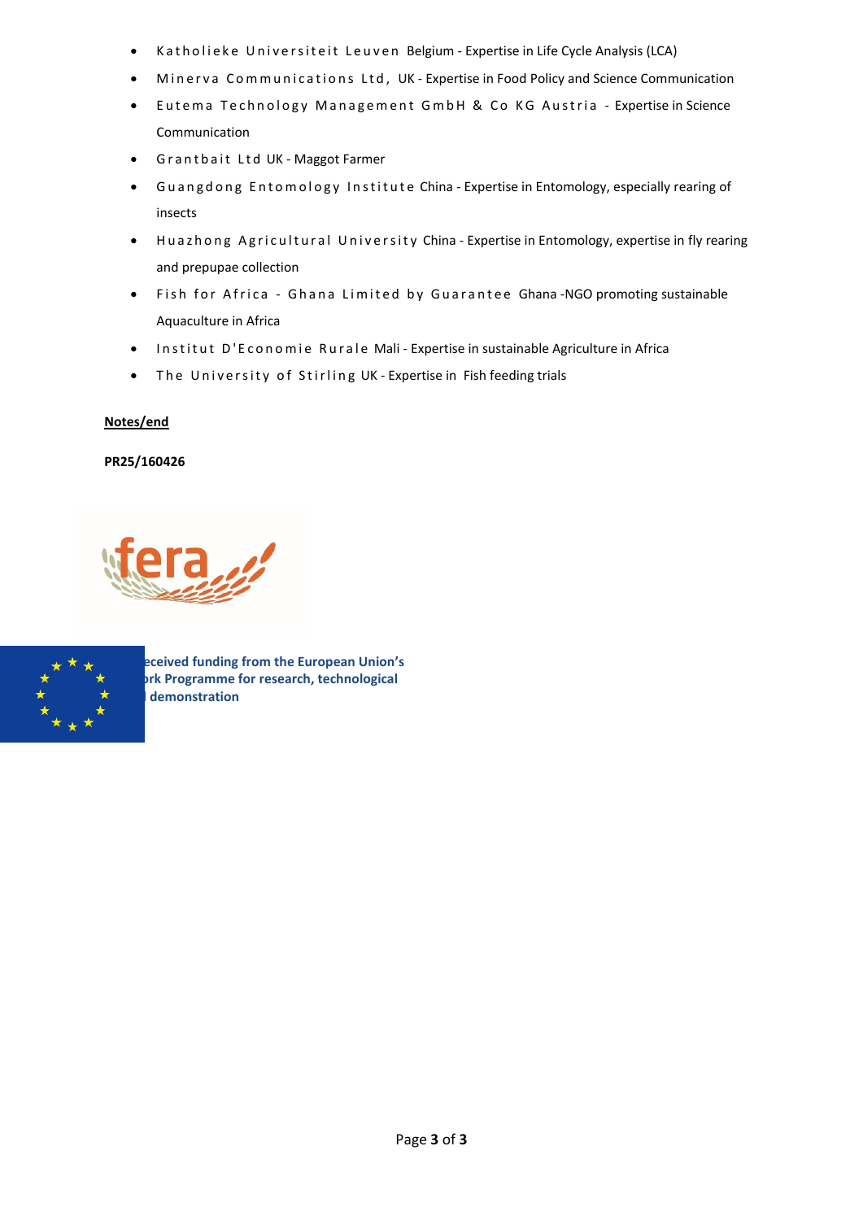- Katholieke Universiteit Leuven Belgium - Expertise in Life Cycle Analysis (LCA)
- Minerva Communications Ltd, UK - Expertise in Food Policy and Science Communication
- Eutema Technology Management GmbH & Co KG Austria - Expertise in Science Communication
- Grantbait Ltd UK - Maggot Farmer
- Guangdong Entomology Institute China - Expertise in Entomology, especially rearing of insects
- Huazhong Agricultural University China - Expertise in Entomology, expertise in fly rearing and prepupae collection
- Fish for Africa - Ghana Limited by Guarantee Ghana -NGO promoting sustainable Aquaculture in Africa
- Institut D'Economie Rurale Mali - Expertise in sustainable Agriculture in Africa
- The University of Stirling UK - Expertise in Fish feeding trials

<u>**Notes/end**</u>

**PR25/160426**

fera

**eceived funding from the European Union's
ork Programme for research, technological
l demonstration**